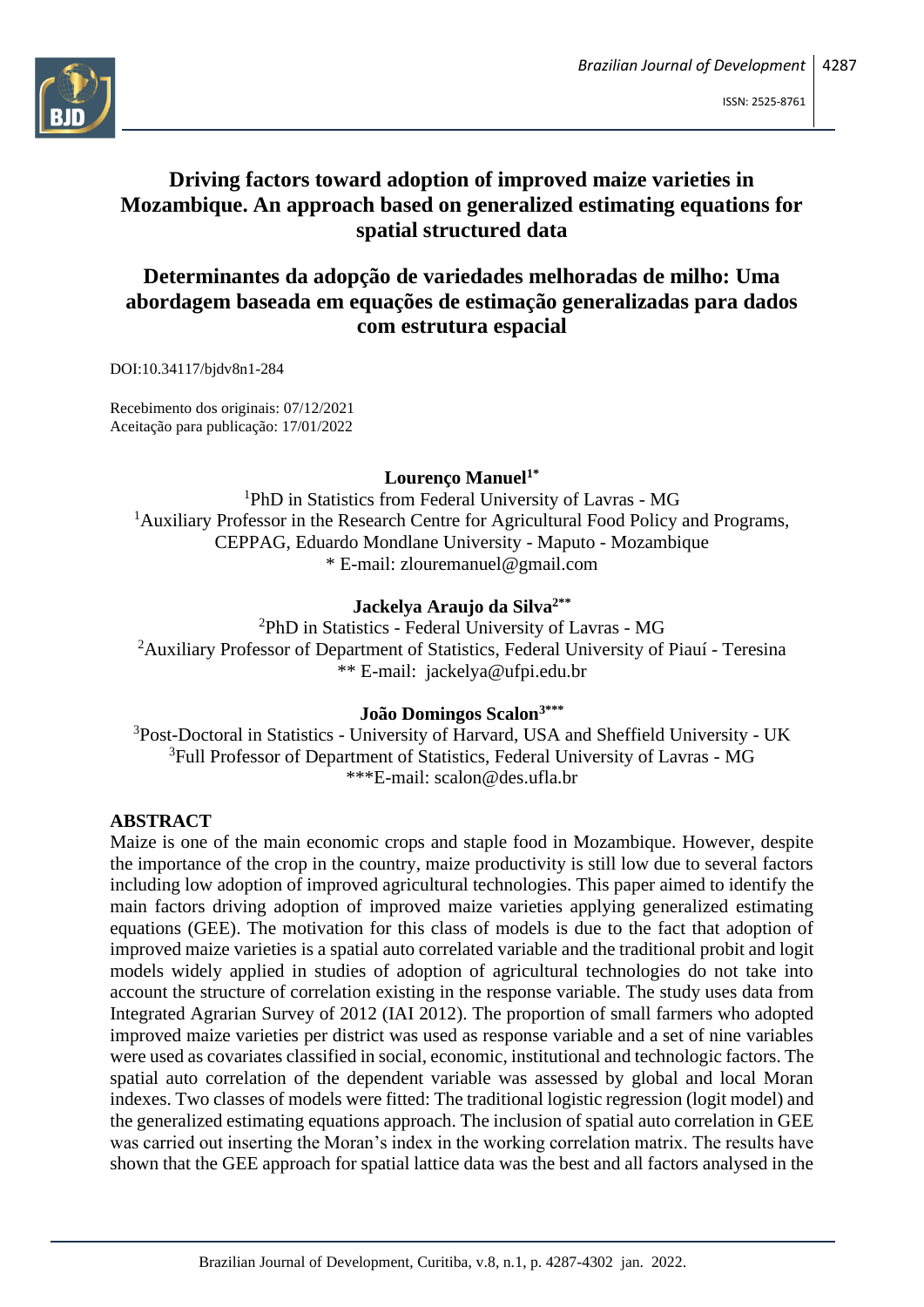# Driving factors toward adoption of improved maize varieties in Mozambique. An approach based on generalized estimating equations for spatial structured data

# Determinantes da adopção de variedades melhoradas de milho: Uma abordagem baseada em equações de estimação generalizadas para dados com estrutura espacial

DOI:10.34117/bjdv8n1-284

Recebimento dos originais: 07/12/2021
Aceitação para publicação: 17/01/2022

**Lourenço Manuel**[1*]
[1]PhD in Statistics from Federal University of Lavras - MG
[1]Auxiliary Professor in the Research Centre for Agricultural Food Policy and Programs, CEPPAG, Eduardo Mondlane University - Maputo - Mozambique
* E-mail: zlouremanuel@gmail.com

**Jackelya Araujo da Silva**[2**]
[2]PhD in Statistics - Federal University of Lavras - MG
[2]Auxiliary Professor of Department of Statistics, Federal University of Piauí - Teresina
** E-mail: jackelya@ufpi.edu.br

**João Domingos Scalon**[3***]
[3]Post-Doctoral in Statistics - University of Harvard, USA and Sheffield University - UK
[3]Full Professor of Department of Statistics, Federal University of Lavras - MG
***E-mail: scalon@des.ufla.br

## ABSTRACT

Maize is one of the main economic crops and staple food in Mozambique. However, despite the importance of the crop in the country, maize productivity is still low due to several factors including low adoption of improved agricultural technologies. This paper aimed to identify the main factors driving adoption of improved maize varieties applying generalized estimating equations (GEE). The motivation for this class of models is due to the fact that adoption of improved maize varieties is a spatial auto correlated variable and the traditional probit and logit models widely applied in studies of adoption of agricultural technologies do not take into account the structure of correlation existing in the response variable. The study uses data from Integrated Agrarian Survey of 2012 (IAI 2012). The proportion of small farmers who adopted improved maize varieties per district was used as response variable and a set of nine variables were used as covariates classified in social, economic, institutional and technologic factors. The spatial auto correlation of the dependent variable was assessed by global and local Moran indexes. Two classes of models were fitted: The traditional logistic regression (logit model) and the generalized estimating equations approach. The inclusion of spatial auto correlation in GEE was carried out inserting the Moran's index in the working correlation matrix. The results have shown that the GEE approach for spatial lattice data was the best and all factors analysed in the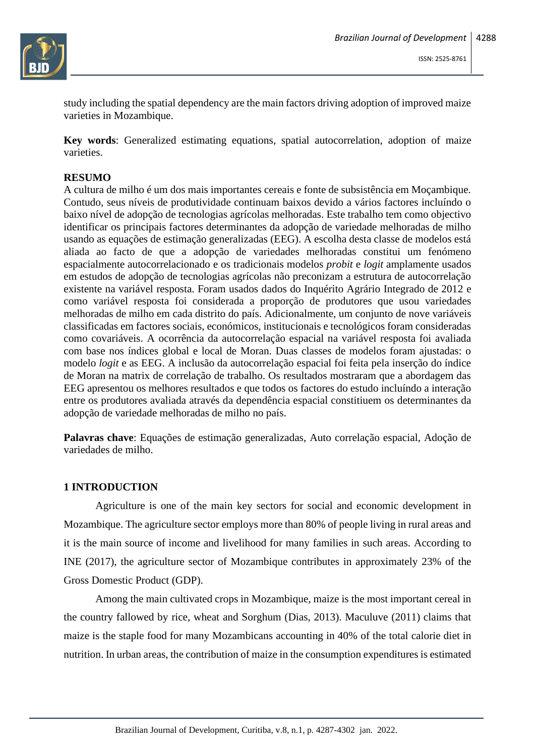study including the spatial dependency are the main factors driving adoption of improved maize varieties in Mozambique.

**Key words**: Generalized estimating equations, spatial autocorrelation, adoption of maize varieties.

**RESUMO**

A cultura de milho é um dos mais importantes cereais e fonte de subsistência em Moçambique. Contudo, seus níveis de produtividade continuam baixos devido a vários factores incluíndo o baixo nível de adopção de tecnologias agrícolas melhoradas. Este trabalho tem como objectivo identificar os principais factores determinantes da adopção de variedade melhoradas de milho usando as equações de estimação generalizadas (EEG). A escolha desta classe de modelos está aliada ao facto de que a adopção de variedades melhoradas constitui um fenómeno espacialmente autocorrelacionado e os tradicionais modelos *probit* e *logit* amplamente usados em estudos de adopção de tecnologias agrícolas não preconizam a estrutura de autocorrelação existente na variável resposta. Foram usados dados do Inquérito Agrário Integrado de 2012 e como variável resposta foi considerada a proporção de produtores que usou variedades melhoradas de milho em cada distrito do país. Adicionalmente, um conjunto de nove variáveis classificadas em factores sociais, económicos, institucionais e tecnológicos foram consideradas como covariáveis. A ocorrência da autocorrelação espacial na variável resposta foi avaliada com base nos índices global e local de Moran. Duas classes de modelos foram ajustadas: o modelo *logit* e as EEG. A inclusão da autocorrelação espacial foi feita pela inserção do índice de Moran na matrix de correlação de trabalho. Os resultados mostraram que a abordagem das EEG apresentou os melhores resultados e que todos os factores do estudo incluíndo a interação entre os produtores avaliada através da dependência espacial constitiuem os determinantes da adopção de variedade melhoradas de milho no país.

**Palavras chave**: Equações de estimação generalizadas, Auto correlação espacial, Adoção de variedades de milho.

## 1 INTRODUCTION

Agriculture is one of the main key sectors for social and economic development in Mozambique. The agriculture sector employs more than 80% of people living in rural areas and it is the main source of income and livelihood for many families in such areas. According to INE (2017), the agriculture sector of Mozambique contributes in approximately 23% of the Gross Domestic Product (GDP).

Among the main cultivated crops in Mozambique, maize is the most important cereal in the country fallowed by rice, wheat and Sorghum (Dias, 2013). Maculuve (2011) claims that maize is the staple food for many Mozambicans accounting in 40% of the total calorie diet in nutrition. In urban areas, the contribution of maize in the consumption expenditures is estimated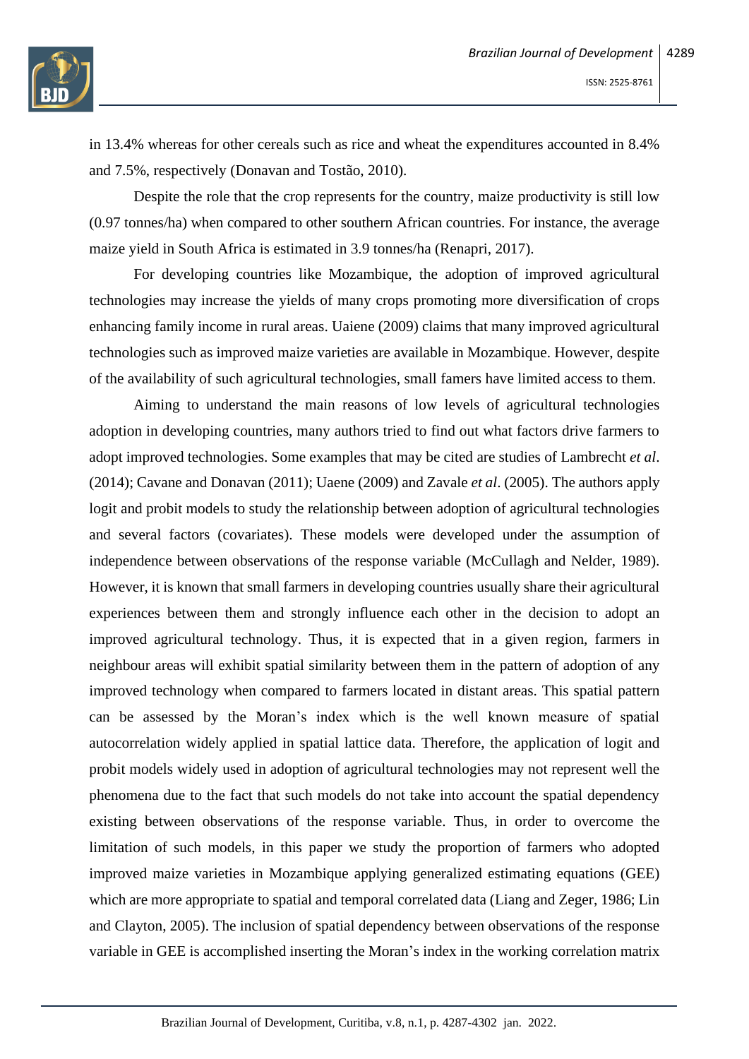in 13.4% whereas for other cereals such as rice and wheat the expenditures accounted in 8.4% and 7.5%, respectively (Donavan and Tostão, 2010).

Despite the role that the crop represents for the country, maize productivity is still low (0.97 tonnes/ha) when compared to other southern African countries. For instance, the average maize yield in South Africa is estimated in 3.9 tonnes/ha (Renapri, 2017).

For developing countries like Mozambique, the adoption of improved agricultural technologies may increase the yields of many crops promoting more diversification of crops enhancing family income in rural areas. Uaiene (2009) claims that many improved agricultural technologies such as improved maize varieties are available in Mozambique. However, despite of the availability of such agricultural technologies, small famers have limited access to them.

Aiming to understand the main reasons of low levels of agricultural technologies adoption in developing countries, many authors tried to find out what factors drive farmers to adopt improved technologies. Some examples that may be cited are studies of Lambrecht *et al*. (2014); Cavane and Donavan (2011); Uaene (2009) and Zavale *et al*. (2005). The authors apply logit and probit models to study the relationship between adoption of agricultural technologies and several factors (covariates). These models were developed under the assumption of independence between observations of the response variable (McCullagh and Nelder, 1989). However, it is known that small farmers in developing countries usually share their agricultural experiences between them and strongly influence each other in the decision to adopt an improved agricultural technology. Thus, it is expected that in a given region, farmers in neighbour areas will exhibit spatial similarity between them in the pattern of adoption of any improved technology when compared to farmers located in distant areas. This spatial pattern can be assessed by the Moran's index which is the well known measure of spatial autocorrelation widely applied in spatial lattice data. Therefore, the application of logit and probit models widely used in adoption of agricultural technologies may not represent well the phenomena due to the fact that such models do not take into account the spatial dependency existing between observations of the response variable. Thus, in order to overcome the limitation of such models, in this paper we study the proportion of farmers who adopted improved maize varieties in Mozambique applying generalized estimating equations (GEE) which are more appropriate to spatial and temporal correlated data (Liang and Zeger, 1986; Lin and Clayton, 2005). The inclusion of spatial dependency between observations of the response variable in GEE is accomplished inserting the Moran's index in the working correlation matrix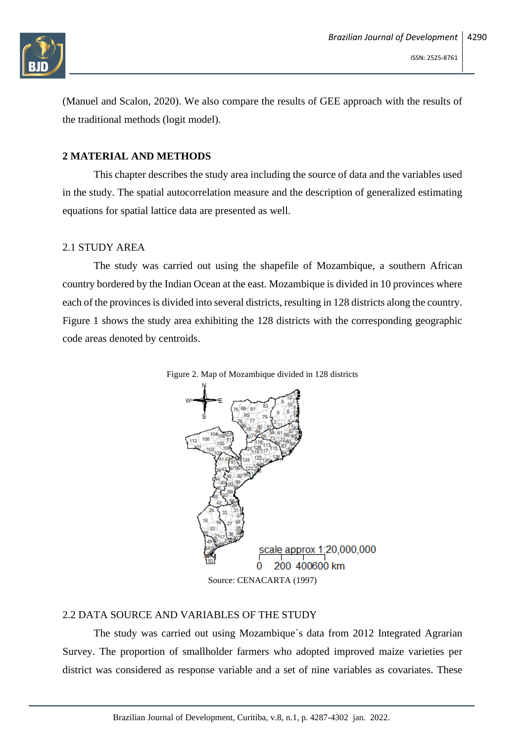(Manuel and Scalon, 2020). We also compare the results of GEE approach with the results of the traditional methods (logit model).

## 2 MATERIAL AND METHODS

This chapter describes the study area including the source of data and the variables used in the study. The spatial autocorrelation measure and the description of generalized estimating equations for spatial lattice data are presented as well.

### 2.1 STUDY AREA

The study was carried out using the shapefile of Mozambique, a southern African country bordered by the Indian Ocean at the east. Mozambique is divided in 10 provinces where each of the provinces is divided into several districts, resulting in 128 districts along the country. Figure 1 shows the study area exhibiting the 128 districts with the corresponding geographic code areas denoted by centroids.

Figure 2. Map of Mozambique divided in 128 districts

Source: CENACARTA (1997)

### 2.2 DATA SOURCE AND VARIABLES OF THE STUDY

The study was carried out using Mozambique´s data from 2012 Integrated Agrarian Survey. The proportion of smallholder farmers who adopted improved maize varieties per district was considered as response variable and a set of nine variables as covariates. These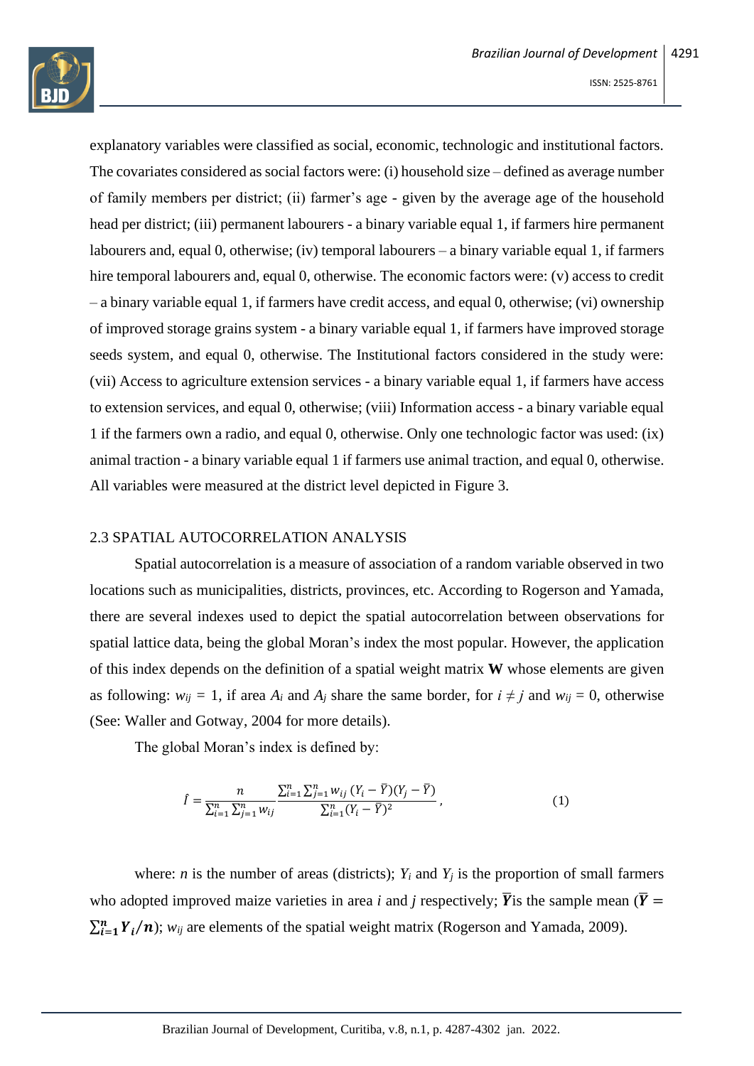explanatory variables were classified as social, economic, technologic and institutional factors. The covariates considered as social factors were: (i) household size – defined as average number of family members per district; (ii) farmer's age - given by the average age of the household head per district; (iii) permanent labourers - a binary variable equal 1, if farmers hire permanent labourers and, equal 0, otherwise; (iv) temporal labourers – a binary variable equal 1, if farmers hire temporal labourers and, equal 0, otherwise. The economic factors were: (v) access to credit – a binary variable equal 1, if farmers have credit access, and equal 0, otherwise; (vi) ownership of improved storage grains system - a binary variable equal 1, if farmers have improved storage seeds system, and equal 0, otherwise. The Institutional factors considered in the study were: (vii) Access to agriculture extension services - a binary variable equal 1, if farmers have access to extension services, and equal 0, otherwise; (viii) Information access - a binary variable equal 1 if the farmers own a radio, and equal 0, otherwise. Only one technologic factor was used: (ix) animal traction - a binary variable equal 1 if farmers use animal traction, and equal 0, otherwise. All variables were measured at the district level depicted in Figure 3.

## 2.3 SPATIAL AUTOCORRELATION ANALYSIS

Spatial autocorrelation is a measure of association of a random variable observed in two locations such as municipalities, districts, provinces, etc. According to Rogerson and Yamada, there are several indexes used to depict the spatial autocorrelation between observations for spatial lattice data, being the global Moran's index the most popular. However, the application of this index depends on the definition of a spatial weight matrix **W** whose elements are given as following: $w_{ij} = 1$, if area $A_i$ and $A_j$ share the same border, for $i \neq j$ and $w_{ij} = 0$, otherwise (See: Waller and Gotway, 2004 for more details).

The global Moran's index is defined by:

$$\hat{I} = \frac{n}{\sum_{i=1}^{n}\sum_{j=1}^{n} w_{ij}} \frac{\sum_{i=1}^{n}\sum_{j=1}^{n} w_{ij}\,(Y_i - \bar{Y})(Y_j - \bar{Y})}{\sum_{i=1}^{n}(Y_i - \bar{Y})^2}, \tag{1}$$

where: $n$ is the number of areas (districts); $Y_i$ and $Y_j$ is the proportion of small farmers who adopted improved maize varieties in area $i$ and $j$ respectively; $\bar{Y}$is the sample mean ($\bar{Y} = \sum_{i=1}^{n} Y_i/n$); $w_{ij}$ are elements of the spatial weight matrix (Rogerson and Yamada, 2009).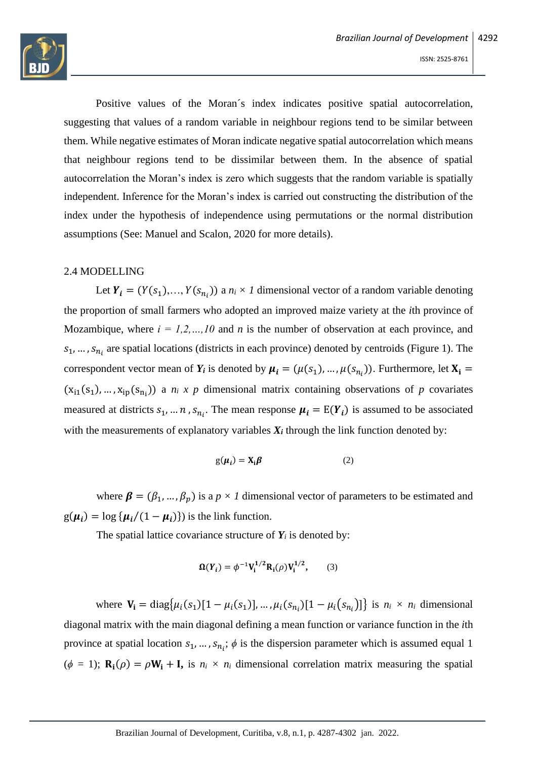Positive values of the Moran´s index indicates positive spatial autocorrelation, suggesting that values of a random variable in neighbour regions tend to be similar between them. While negative estimates of Moran indicate negative spatial autocorrelation which means that neighbour regions tend to be dissimilar between them. In the absence of spatial autocorrelation the Moran's index is zero which suggests that the random variable is spatially independent. Inference for the Moran's index is carried out constructing the distribution of the index under the hypothesis of independence using permutations or the normal distribution assumptions (See: Manuel and Scalon, 2020 for more details).

## 2.4 MODELLING

Let $\boldsymbol{Y_i} = (Y(s_1),\ldots,Y(s_{n_i}))$ a $n_i \times 1$ dimensional vector of a random variable denoting the proportion of small farmers who adopted an improved maize variety at the $i$th province of Mozambique, where $i = 1,2,\ldots,10$ and $n$ is the number of observation at each province, and $s_1, \ldots, s_{n_i}$ are spatial locations (districts in each province) denoted by centroids (Figure 1). The correspondent vector mean of $\boldsymbol{Y_i}$ is denoted by $\boldsymbol{\mu_i} = (\mu(s_1), \ldots, \mu(s_{n_i}))$. Furthermore, let $\mathbf{X_i} = (\mathrm{x_{i1}}(\mathrm{s_1}), \ldots, \mathrm{x_{ip}}(\mathrm{s_{n_i}}))$ a $n_i$ x $p$ dimensional matrix containing observations of $p$ covariates measured at districts $s_1, \ldots n, s_{n_i}$. The mean response $\boldsymbol{\mu_i} = \mathrm{E}(\boldsymbol{Y_i})$ is assumed to be associated with the measurements of explanatory variables $\boldsymbol{X_i}$ through the link function denoted by:

$$\mathrm{g}(\boldsymbol{\mu_i}) = \mathbf{X_i}\boldsymbol{\beta} \qquad (2)$$

where $\boldsymbol{\beta} = (\beta_1, \ldots, \beta_p)$ is a $p \times 1$ dimensional vector of parameters to be estimated and $\mathrm{g}(\boldsymbol{\mu_i}) = \log\{\boldsymbol{\mu_i}/(1-\boldsymbol{\mu_i})\})$ is the link function.

The spatial lattice covariance structure of $\boldsymbol{Y_i}$ is denoted by:

$$\boldsymbol{\Omega}(\boldsymbol{Y_i}) = \phi^{-1}\mathbf{V_i^{1/2}}\mathbf{R_i}(\rho)\mathbf{V_i^{1/2}}, \qquad (3)$$

where $\mathbf{V_i} = \mathrm{diag}\{\mu_i(s_1)[1-\mu_i(s_1)], \ldots, \mu_i(s_{n_i})[1-\mu_i(s_{n_i})]\}$ is $n_i \times n_i$ dimensional diagonal matrix with the main diagonal defining a mean function or variance function in the $i$th province at spatial location $s_1, \ldots, s_{n_i}$; $\phi$ is the dispersion parameter which is assumed equal 1 ($\phi = 1$); $\mathbf{R_i}(\rho) = \rho\mathbf{W_i} + \mathbf{I},$ is $n_i \times n_i$ dimensional correlation matrix measuring the spatial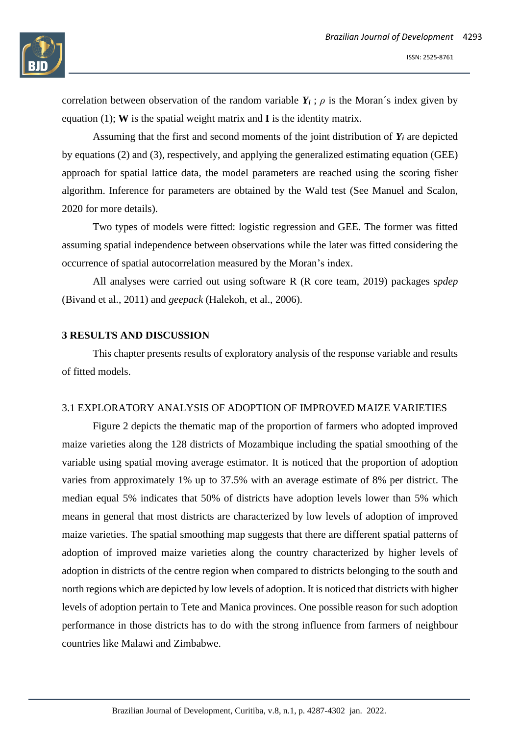correlation between observation of the random variable $\boldsymbol{Y_i}$ ; $\rho$ is the Moran´s index given by equation (1); $\mathbf{W}$ is the spatial weight matrix and $\mathbf{I}$ is the identity matrix.

Assuming that the first and second moments of the joint distribution of $\boldsymbol{Y_i}$ are depicted by equations (2) and (3), respectively, and applying the generalized estimating equation (GEE) approach for spatial lattice data, the model parameters are reached using the scoring fisher algorithm. Inference for parameters are obtained by the Wald test (See Manuel and Scalon, 2020 for more details).

Two types of models were fitted: logistic regression and GEE. The former was fitted assuming spatial independence between observations while the later was fitted considering the occurrence of spatial autocorrelation measured by the Moran's index.

All analyses were carried out using software R (R core team, 2019) packages s*pdep* (Bivand et al., 2011) and *geepack* (Halekoh, et al., 2006).

## 3 RESULTS AND DISCUSSION

This chapter presents results of exploratory analysis of the response variable and results of fitted models.

### 3.1 EXPLORATORY ANALYSIS OF ADOPTION OF IMPROVED MAIZE VARIETIES

Figure 2 depicts the thematic map of the proportion of farmers who adopted improved maize varieties along the 128 districts of Mozambique including the spatial smoothing of the variable using spatial moving average estimator. It is noticed that the proportion of adoption varies from approximately 1% up to 37.5% with an average estimate of 8% per district. The median equal 5% indicates that 50% of districts have adoption levels lower than 5% which means in general that most districts are characterized by low levels of adoption of improved maize varieties. The spatial smoothing map suggests that there are different spatial patterns of adoption of improved maize varieties along the country characterized by higher levels of adoption in districts of the centre region when compared to districts belonging to the south and north regions which are depicted by low levels of adoption. It is noticed that districts with higher levels of adoption pertain to Tete and Manica provinces. One possible reason for such adoption performance in those districts has to do with the strong influence from farmers of neighbour countries like Malawi and Zimbabwe.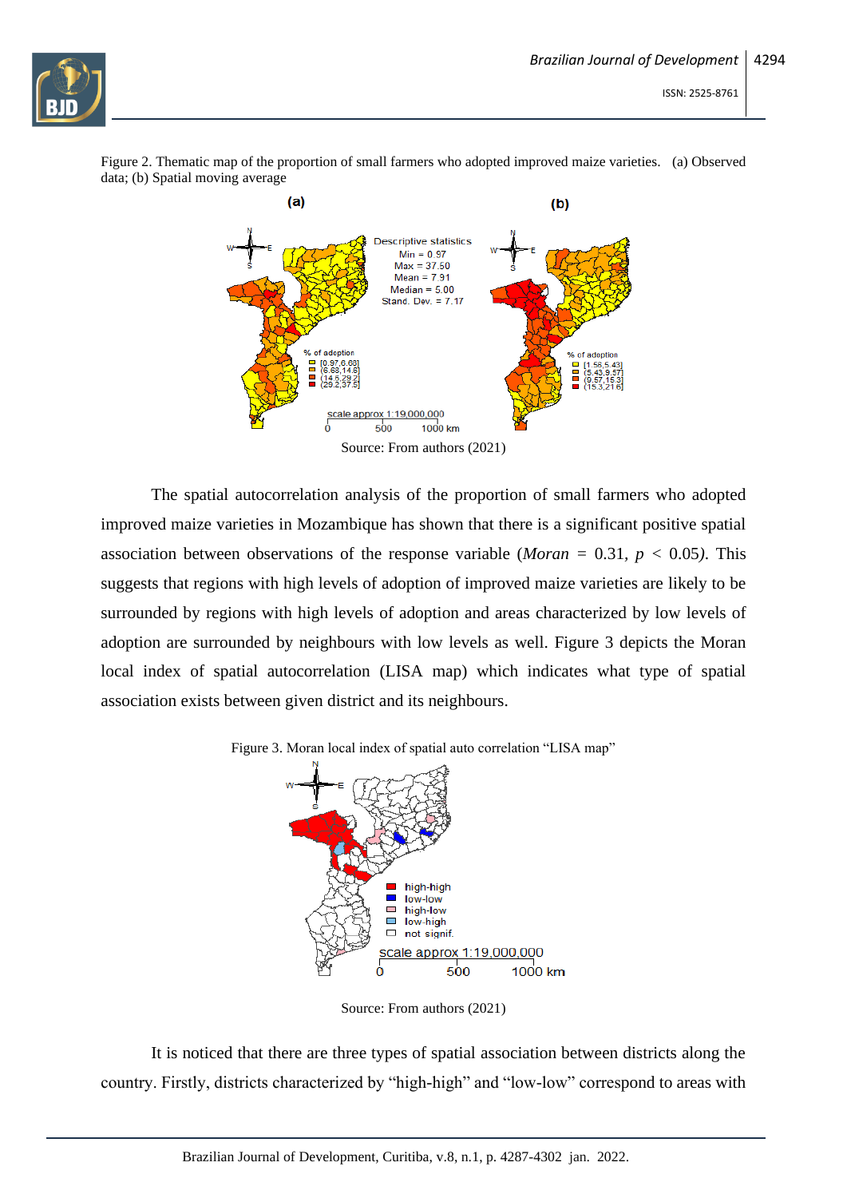Figure 2. Thematic map of the proportion of small farmers who adopted improved maize varieties. (a) Observed data; (b) Spatial moving average

Source: From authors (2021)

The spatial autocorrelation analysis of the proportion of small farmers who adopted improved maize varieties in Mozambique has shown that there is a significant positive spatial association between observations of the response variable (*Moran* = 0.31, $p < 0.05$). This suggests that regions with high levels of adoption of improved maize varieties are likely to be surrounded by regions with high levels of adoption and areas characterized by low levels of adoption are surrounded by neighbours with low levels as well. Figure 3 depicts the Moran local index of spatial autocorrelation (LISA map) which indicates what type of spatial association exists between given district and its neighbours.

Figure 3. Moran local index of spatial auto correlation "LISA map"

Source: From authors (2021)

It is noticed that there are three types of spatial association between districts along the country. Firstly, districts characterized by "high-high" and "low-low" correspond to areas with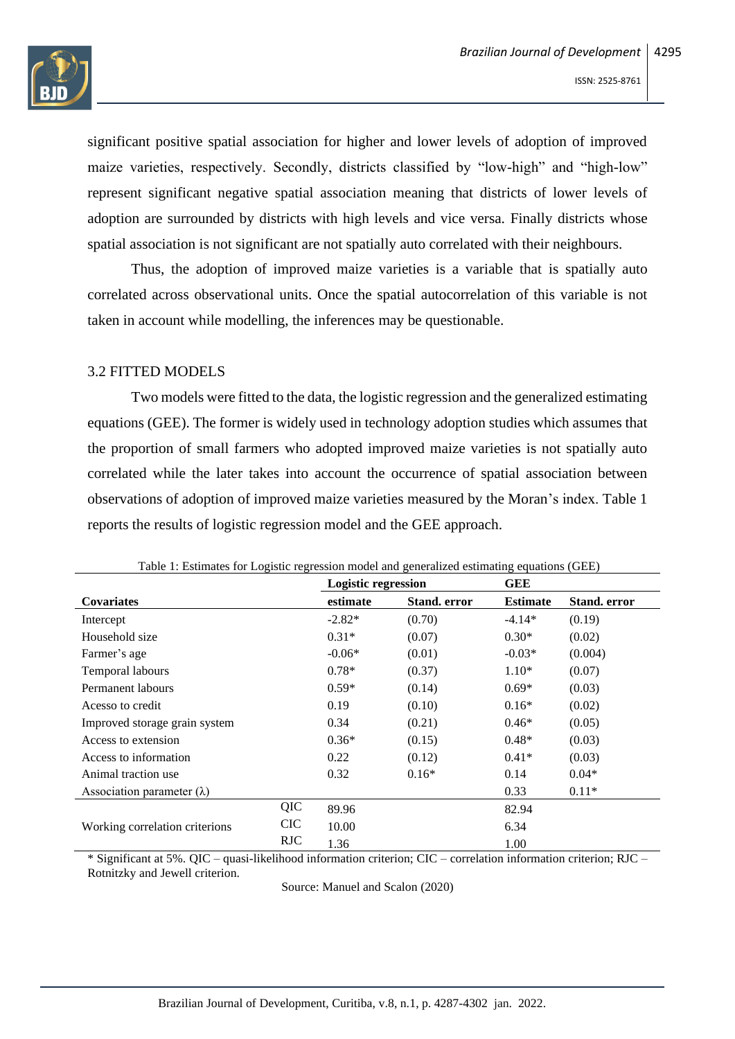significant positive spatial association for higher and lower levels of adoption of improved maize varieties, respectively. Secondly, districts classified by "low-high" and "high-low" represent significant negative spatial association meaning that districts of lower levels of adoption are surrounded by districts with high levels and vice versa. Finally districts whose spatial association is not significant are not spatially auto correlated with their neighbours.

Thus, the adoption of improved maize varieties is a variable that is spatially auto correlated across observational units. Once the spatial autocorrelation of this variable is not taken in account while modelling, the inferences may be questionable.

## 3.2 FITTED MODELS

Two models were fitted to the data, the logistic regression and the generalized estimating equations (GEE). The former is widely used in technology adoption studies which assumes that the proportion of small farmers who adopted improved maize varieties is not spatially auto correlated while the later takes into account the occurrence of spatial association between observations of adoption of improved maize varieties measured by the Moran's index. Table 1 reports the results of logistic regression model and the GEE approach.

Table 1: Estimates for Logistic regression model and generalized estimating equations (GEE)

| | | Logistic regression | | GEE | |
|---|---|---|---|---|---|
| **Covariates** | | **estimate** | **Stand. error** | **Estimate** | **Stand. error** |
| Intercept | | -2.82* | (0.70) | -4.14* | (0.19) |
| Household size | | 0.31* | (0.07) | 0.30* | (0.02) |
| Farmer's age | | -0.06* | (0.01) | -0.03* | (0.004) |
| Temporal labours | | 0.78* | (0.37) | 1.10* | (0.07) |
| Permanent labours | | 0.59* | (0.14) | 0.69* | (0.03) |
| Acesso to credit | | 0.19 | (0.10) | 0.16* | (0.02) |
| Improved storage grain system | | 0.34 | (0.21) | 0.46* | (0.05) |
| Access to extension | | 0.36* | (0.15) | 0.48* | (0.03) |
| Access to information | | 0.22 | (0.12) | 0.41* | (0.03) |
| Animal traction use | | 0.32 | 0.16* | 0.14 | 0.04* |
| Association parameter ($\lambda$) | | | | 0.33 | 0.11* |
| Working correlation criterions | QIC | 89.96 | | 82.94 | |
| | CIC | 10.00 | | 6.34 | |
| | RJC | 1.36 | | 1.00 | |

\* Significant at 5%. QIC – quasi-likelihood information criterion; CIC – correlation information criterion; RJC – Rotnitzky and Jewell criterion.

Source: Manuel and Scalon (2020)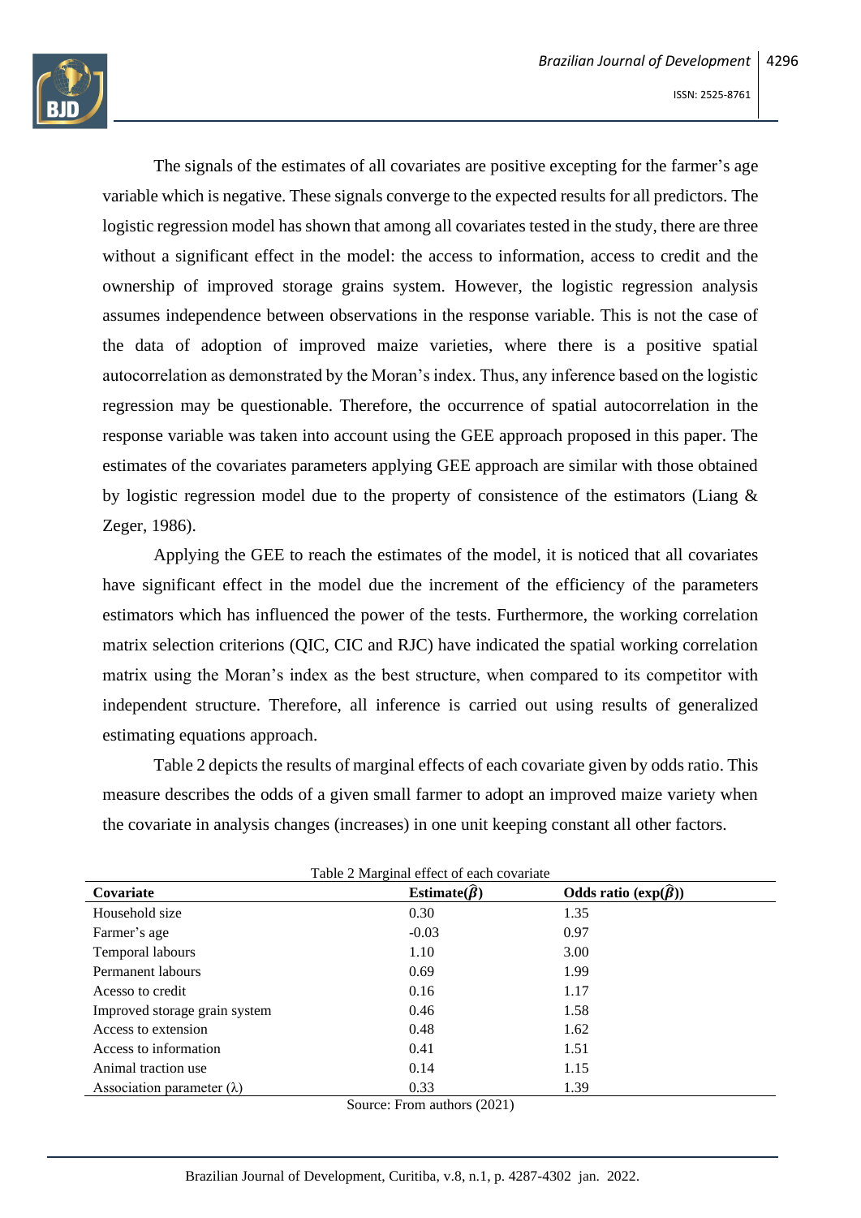The signals of the estimates of all covariates are positive excepting for the farmer's age variable which is negative. These signals converge to the expected results for all predictors. The logistic regression model has shown that among all covariates tested in the study, there are three without a significant effect in the model: the access to information, access to credit and the ownership of improved storage grains system. However, the logistic regression analysis assumes independence between observations in the response variable. This is not the case of the data of adoption of improved maize varieties, where there is a positive spatial autocorrelation as demonstrated by the Moran's index. Thus, any inference based on the logistic regression may be questionable. Therefore, the occurrence of spatial autocorrelation in the response variable was taken into account using the GEE approach proposed in this paper. The estimates of the covariates parameters applying GEE approach are similar with those obtained by logistic regression model due to the property of consistence of the estimators (Liang & Zeger, 1986).

Applying the GEE to reach the estimates of the model, it is noticed that all covariates have significant effect in the model due the increment of the efficiency of the parameters estimators which has influenced the power of the tests. Furthermore, the working correlation matrix selection criterions (QIC, CIC and RJC) have indicated the spatial working correlation matrix using the Moran's index as the best structure, when compared to its competitor with independent structure. Therefore, all inference is carried out using results of generalized estimating equations approach.

Table 2 depicts the results of marginal effects of each covariate given by odds ratio. This measure describes the odds of a given small farmer to adopt an improved maize variety when the covariate in analysis changes (increases) in one unit keeping constant all other factors.

Table 2 Marginal effect of each covariate

| Covariate | Estimate($\widehat{\beta}$) | Odds ratio ($\exp(\widehat{\beta})$) |
|---|---|---|
| Household size | 0.30 | 1.35 |
| Farmer's age | -0.03 | 0.97 |
| Temporal labours | 1.10 | 3.00 |
| Permanent labours | 0.69 | 1.99 |
| Acesso to credit | 0.16 | 1.17 |
| Improved storage grain system | 0.46 | 1.58 |
| Access to extension | 0.48 | 1.62 |
| Access to information | 0.41 | 1.51 |
| Animal traction use | 0.14 | 1.15 |
| Association parameter ($\lambda$) | 0.33 | 1.39 |

Source: From authors (2021)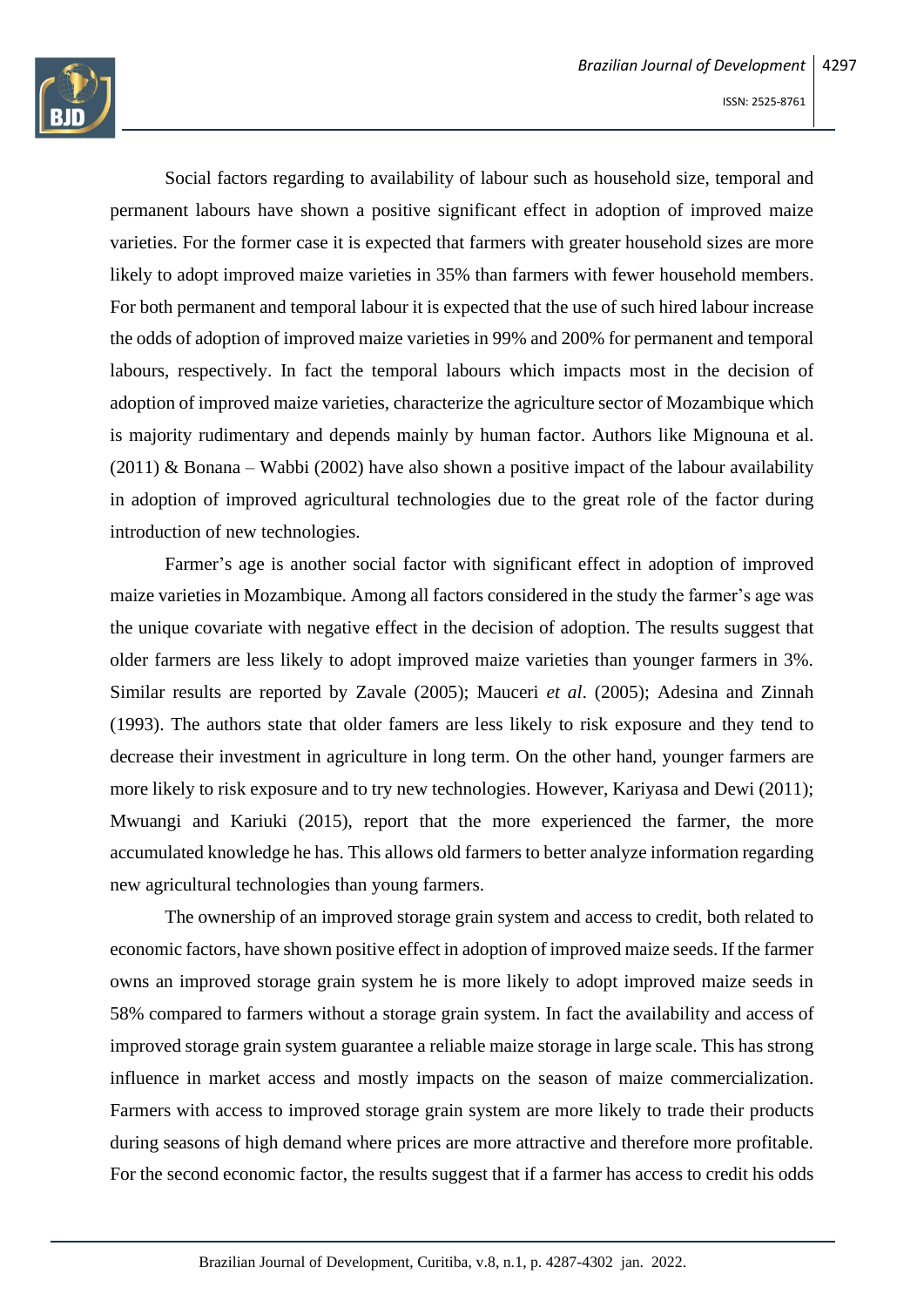Social factors regarding to availability of labour such as household size, temporal and permanent labours have shown a positive significant effect in adoption of improved maize varieties. For the former case it is expected that farmers with greater household sizes are more likely to adopt improved maize varieties in 35% than farmers with fewer household members. For both permanent and temporal labour it is expected that the use of such hired labour increase the odds of adoption of improved maize varieties in 99% and 200% for permanent and temporal labours, respectively. In fact the temporal labours which impacts most in the decision of adoption of improved maize varieties, characterize the agriculture sector of Mozambique which is majority rudimentary and depends mainly by human factor. Authors like Mignouna et al. (2011) & Bonana – Wabbi (2002) have also shown a positive impact of the labour availability in adoption of improved agricultural technologies due to the great role of the factor during introduction of new technologies.

Farmer's age is another social factor with significant effect in adoption of improved maize varieties in Mozambique. Among all factors considered in the study the farmer's age was the unique covariate with negative effect in the decision of adoption. The results suggest that older farmers are less likely to adopt improved maize varieties than younger farmers in 3%. Similar results are reported by Zavale (2005); Mauceri *et al*. (2005); Adesina and Zinnah (1993). The authors state that older famers are less likely to risk exposure and they tend to decrease their investment in agriculture in long term. On the other hand, younger farmers are more likely to risk exposure and to try new technologies. However, Kariyasa and Dewi (2011); Mwuangi and Kariuki (2015), report that the more experienced the farmer, the more accumulated knowledge he has. This allows old farmers to better analyze information regarding new agricultural technologies than young farmers.

The ownership of an improved storage grain system and access to credit, both related to economic factors, have shown positive effect in adoption of improved maize seeds. If the farmer owns an improved storage grain system he is more likely to adopt improved maize seeds in 58% compared to farmers without a storage grain system. In fact the availability and access of improved storage grain system guarantee a reliable maize storage in large scale. This has strong influence in market access and mostly impacts on the season of maize commercialization. Farmers with access to improved storage grain system are more likely to trade their products during seasons of high demand where prices are more attractive and therefore more profitable. For the second economic factor, the results suggest that if a farmer has access to credit his odds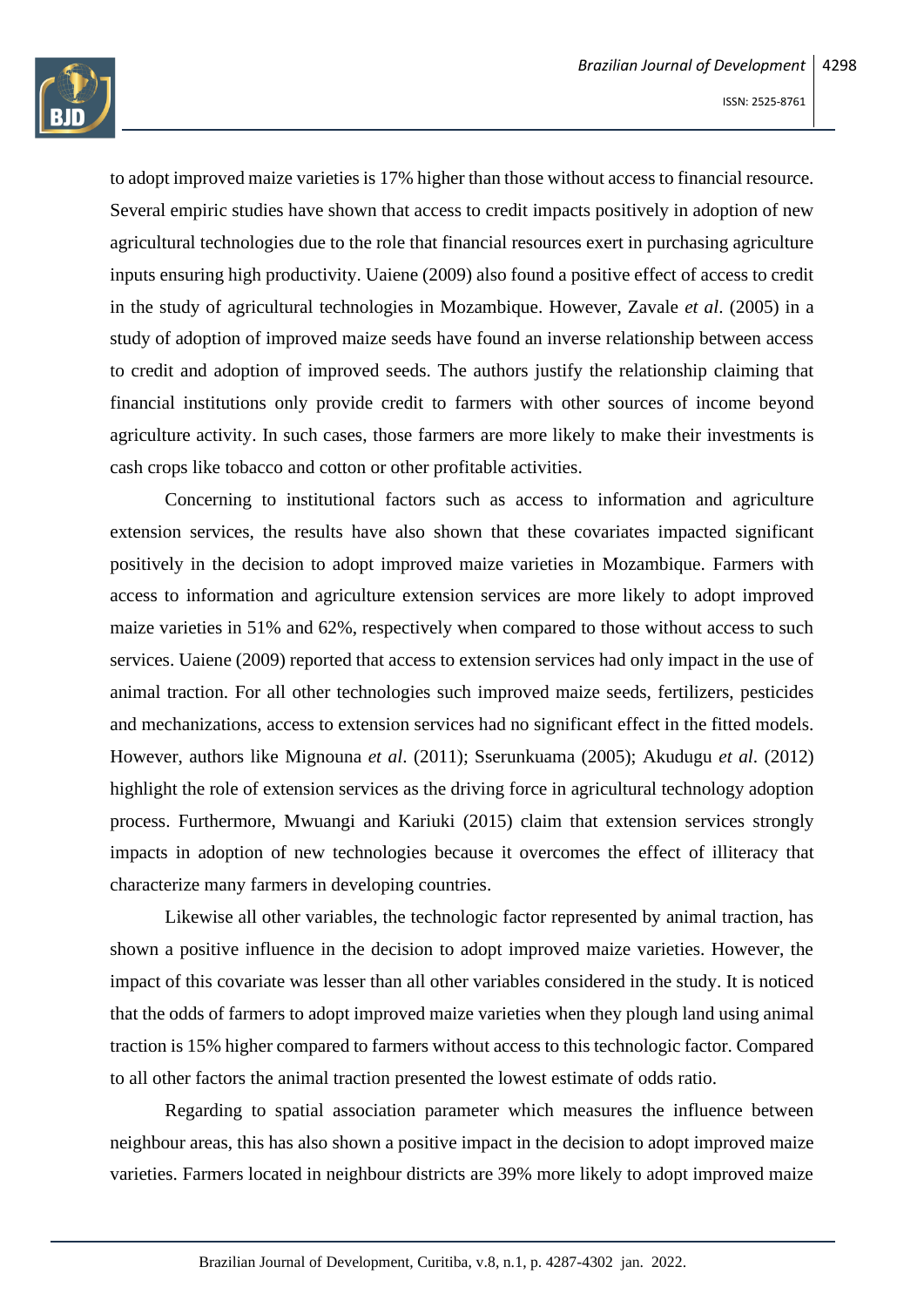to adopt improved maize varieties is 17% higher than those without access to financial resource. Several empiric studies have shown that access to credit impacts positively in adoption of new agricultural technologies due to the role that financial resources exert in purchasing agriculture inputs ensuring high productivity. Uaiene (2009) also found a positive effect of access to credit in the study of agricultural technologies in Mozambique. However, Zavale *et al*. (2005) in a study of adoption of improved maize seeds have found an inverse relationship between access to credit and adoption of improved seeds. The authors justify the relationship claiming that financial institutions only provide credit to farmers with other sources of income beyond agriculture activity. In such cases, those farmers are more likely to make their investments is cash crops like tobacco and cotton or other profitable activities.

Concerning to institutional factors such as access to information and agriculture extension services, the results have also shown that these covariates impacted significant positively in the decision to adopt improved maize varieties in Mozambique. Farmers with access to information and agriculture extension services are more likely to adopt improved maize varieties in 51% and 62%, respectively when compared to those without access to such services. Uaiene (2009) reported that access to extension services had only impact in the use of animal traction. For all other technologies such improved maize seeds, fertilizers, pesticides and mechanizations, access to extension services had no significant effect in the fitted models. However, authors like Mignouna *et al*. (2011); Sserunkuama (2005); Akudugu *et al*. (2012) highlight the role of extension services as the driving force in agricultural technology adoption process. Furthermore, Mwuangi and Kariuki (2015) claim that extension services strongly impacts in adoption of new technologies because it overcomes the effect of illiteracy that characterize many farmers in developing countries.

Likewise all other variables, the technologic factor represented by animal traction, has shown a positive influence in the decision to adopt improved maize varieties. However, the impact of this covariate was lesser than all other variables considered in the study. It is noticed that the odds of farmers to adopt improved maize varieties when they plough land using animal traction is 15% higher compared to farmers without access to this technologic factor. Compared to all other factors the animal traction presented the lowest estimate of odds ratio.

Regarding to spatial association parameter which measures the influence between neighbour areas, this has also shown a positive impact in the decision to adopt improved maize varieties. Farmers located in neighbour districts are 39% more likely to adopt improved maize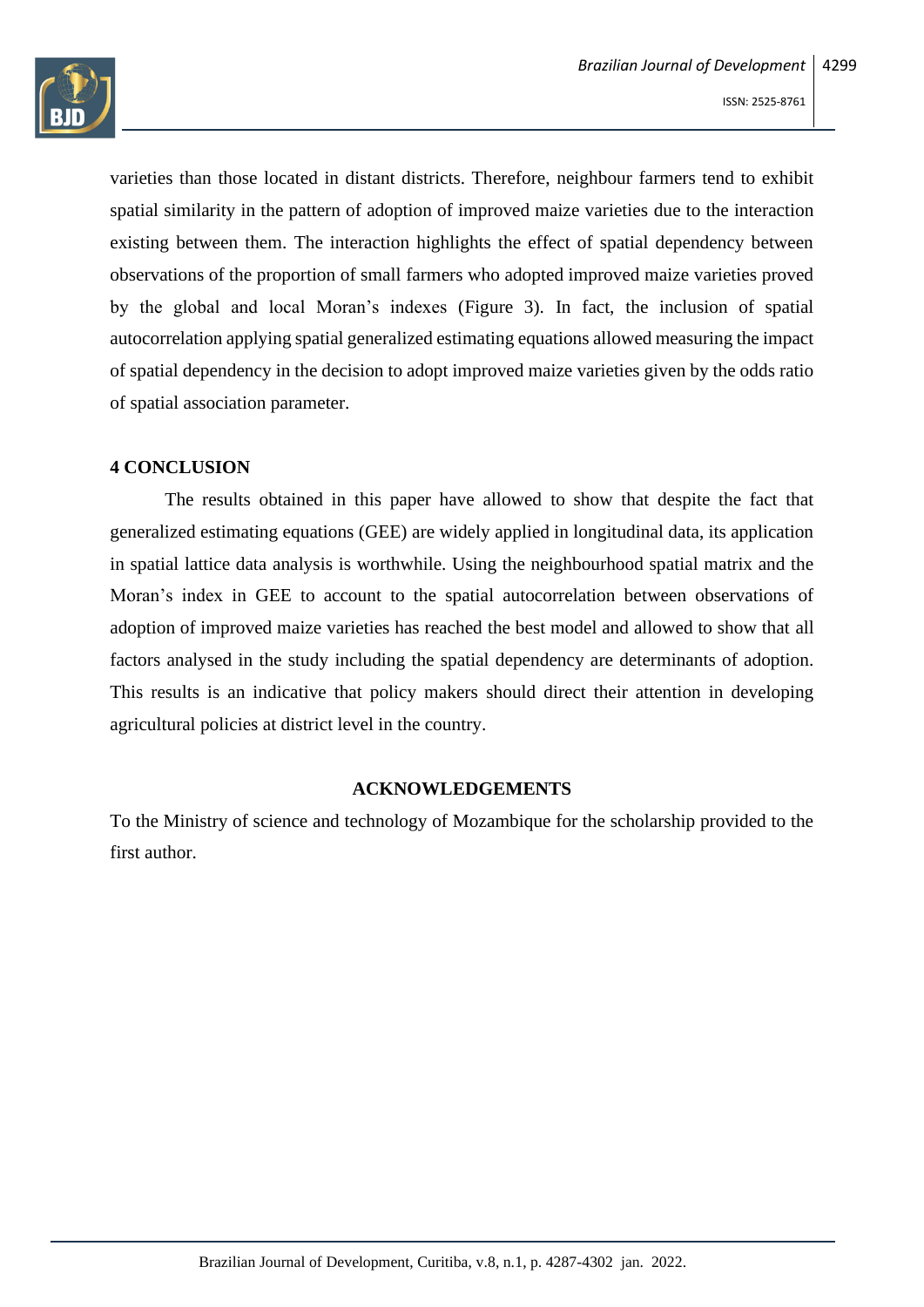varieties than those located in distant districts. Therefore, neighbour farmers tend to exhibit spatial similarity in the pattern of adoption of improved maize varieties due to the interaction existing between them. The interaction highlights the effect of spatial dependency between observations of the proportion of small farmers who adopted improved maize varieties proved by the global and local Moran's indexes (Figure 3). In fact, the inclusion of spatial autocorrelation applying spatial generalized estimating equations allowed measuring the impact of spatial dependency in the decision to adopt improved maize varieties given by the odds ratio of spatial association parameter.

## 4 CONCLUSION

The results obtained in this paper have allowed to show that despite the fact that generalized estimating equations (GEE) are widely applied in longitudinal data, its application in spatial lattice data analysis is worthwhile. Using the neighbourhood spatial matrix and the Moran's index in GEE to account to the spatial autocorrelation between observations of adoption of improved maize varieties has reached the best model and allowed to show that all factors analysed in the study including the spatial dependency are determinants of adoption. This results is an indicative that policy makers should direct their attention in developing agricultural policies at district level in the country.

## ACKNOWLEDGEMENTS

To the Ministry of science and technology of Mozambique for the scholarship provided to the first author.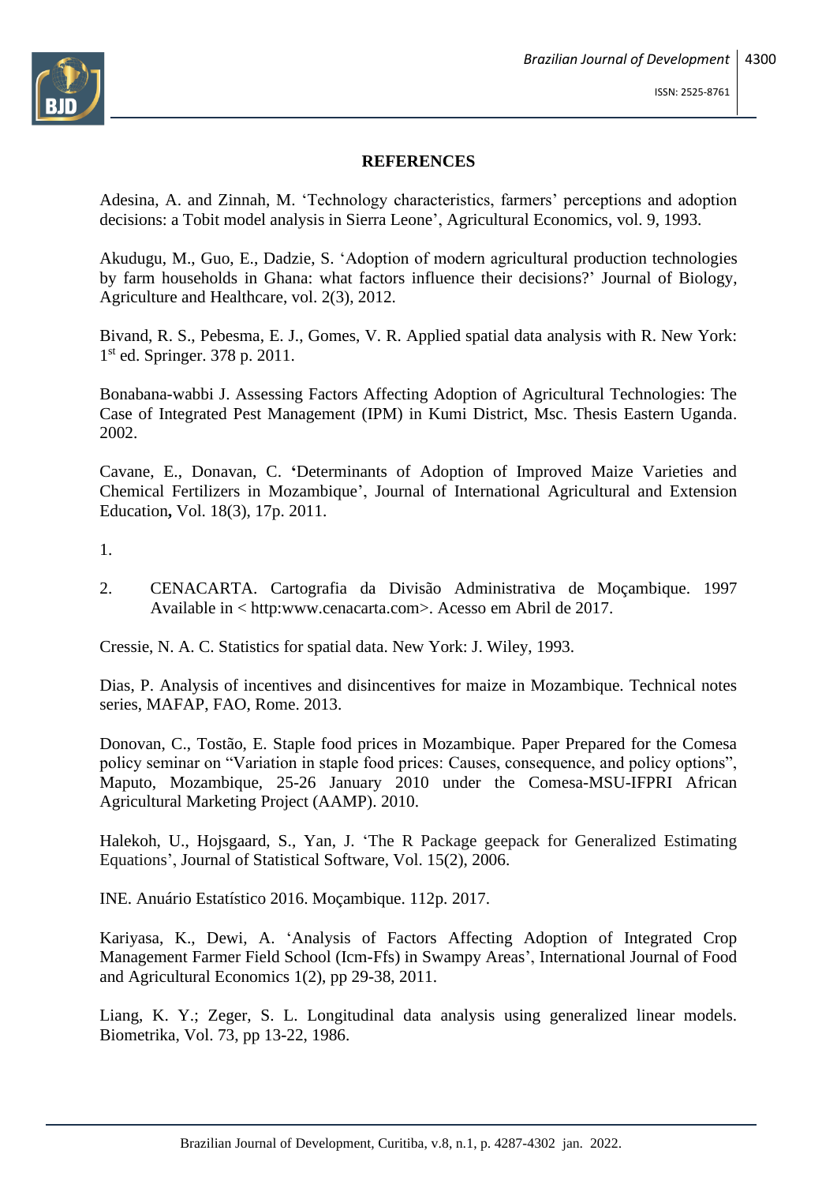**REFERENCES**

Adesina, A. and Zinnah, M. 'Technology characteristics, farmers' perceptions and adoption decisions: a Tobit model analysis in Sierra Leone', Agricultural Economics, vol. 9, 1993.

Akudugu, M., Guo, E., Dadzie, S. 'Adoption of modern agricultural production technologies by farm households in Ghana: what factors influence their decisions?' Journal of Biology, Agriculture and Healthcare, vol. 2(3), 2012.

Bivand, R. S., Pebesma, E. J., Gomes, V. R. Applied spatial data analysis with R. New York: 1st ed. Springer. 378 p. 2011.

Bonabana-wabbi J. Assessing Factors Affecting Adoption of Agricultural Technologies: The Case of Integrated Pest Management (IPM) in Kumi District, Msc. Thesis Eastern Uganda. 2002.

Cavane, E., Donavan, C. 'Determinants of Adoption of Improved Maize Varieties and Chemical Fertilizers in Mozambique', Journal of International Agricultural and Extension Education**,** Vol. 18(3), 17p. 2011.

1.

2. CENACARTA. Cartografia da Divisão Administrativa de Moçambique. 1997 Available in < http:www.cenacarta.com>. Acesso em Abril de 2017.

Cressie, N. A. C. Statistics for spatial data. New York: J. Wiley, 1993.

Dias, P. Analysis of incentives and disincentives for maize in Mozambique. Technical notes series, MAFAP, FAO, Rome. 2013.

Donovan, C., Tostão, E. Staple food prices in Mozambique. Paper Prepared for the Comesa policy seminar on "Variation in staple food prices: Causes, consequence, and policy options", Maputo, Mozambique, 25-26 January 2010 under the Comesa-MSU-IFPRI African Agricultural Marketing Project (AAMP). 2010.

Halekoh, U., Hojsgaard, S., Yan, J. 'The R Package geepack for Generalized Estimating Equations', Journal of Statistical Software, Vol. 15(2), 2006.

INE. Anuário Estatístico 2016. Moçambique. 112p. 2017.

Kariyasa, K., Dewi, A. 'Analysis of Factors Affecting Adoption of Integrated Crop Management Farmer Field School (Icm-Ffs) in Swampy Areas', International Journal of Food and Agricultural Economics 1(2), pp 29-38, 2011.

Liang, K. Y.; Zeger, S. L. Longitudinal data analysis using generalized linear models. Biometrika, Vol. 73, pp 13-22, 1986.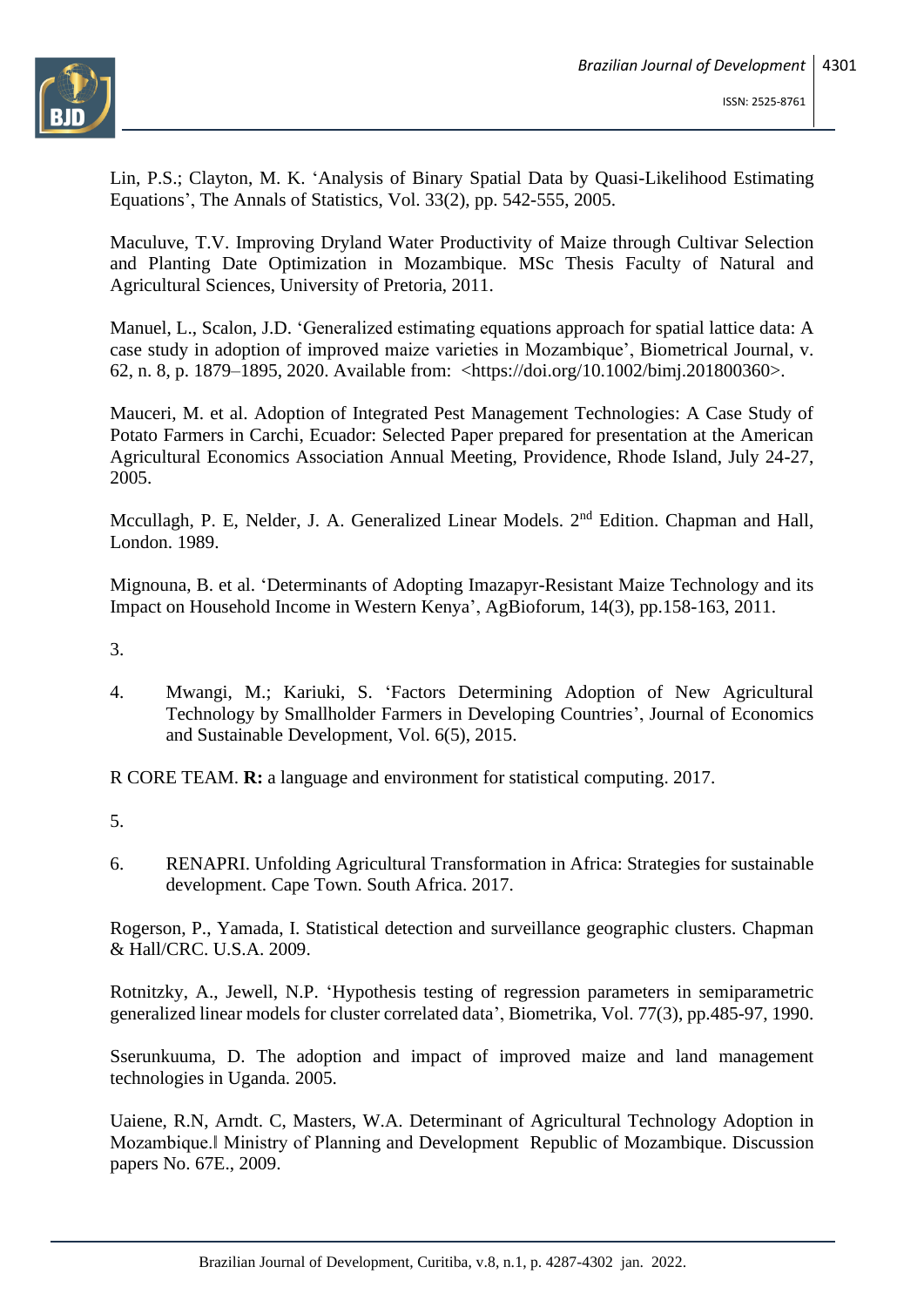Lin, P.S.; Clayton, M. K. 'Analysis of Binary Spatial Data by Quasi-Likelihood Estimating Equations', The Annals of Statistics, Vol. 33(2), pp. 542-555, 2005.

Maculuve, T.V. Improving Dryland Water Productivity of Maize through Cultivar Selection and Planting Date Optimization in Mozambique. MSc Thesis Faculty of Natural and Agricultural Sciences, University of Pretoria, 2011.

Manuel, L., Scalon, J.D. 'Generalized estimating equations approach for spatial lattice data: A case study in adoption of improved maize varieties in Mozambique', Biometrical Journal, v. 62, n. 8, p. 1879–1895, 2020. Available from: <https://doi.org/10.1002/bimj.201800360>.

Mauceri, M. et al. Adoption of Integrated Pest Management Technologies: A Case Study of Potato Farmers in Carchi, Ecuador: Selected Paper prepared for presentation at the American Agricultural Economics Association Annual Meeting, Providence, Rhode Island, July 24-27, 2005.

Mccullagh, P. E, Nelder, J. A. Generalized Linear Models. 2nd Edition. Chapman and Hall, London. 1989.

Mignouna, B. et al. 'Determinants of Adopting Imazapyr-Resistant Maize Technology and its Impact on Household Income in Western Kenya', AgBioforum, 14(3), pp.158-163, 2011.

3.

4. Mwangi, M.; Kariuki, S. 'Factors Determining Adoption of New Agricultural Technology by Smallholder Farmers in Developing Countries', Journal of Economics and Sustainable Development, Vol. 6(5), 2015.

R CORE TEAM. **R:** a language and environment for statistical computing. 2017.

5.

6. RENAPRI. Unfolding Agricultural Transformation in Africa: Strategies for sustainable development. Cape Town. South Africa. 2017.

Rogerson, P., Yamada, I. Statistical detection and surveillance geographic clusters. Chapman & Hall/CRC. U.S.A. 2009.

Rotnitzky, A., Jewell, N.P. 'Hypothesis testing of regression parameters in semiparametric generalized linear models for cluster correlated data', Biometrika, Vol. 77(3), pp.485-97, 1990.

Sserunkuuma, D. The adoption and impact of improved maize and land management technologies in Uganda. 2005.

Uaiene, R.N, Arndt. C, Masters, W.A. Determinant of Agricultural Technology Adoption in Mozambique.‖ Ministry of Planning and Development Republic of Mozambique. Discussion papers No. 67E., 2009.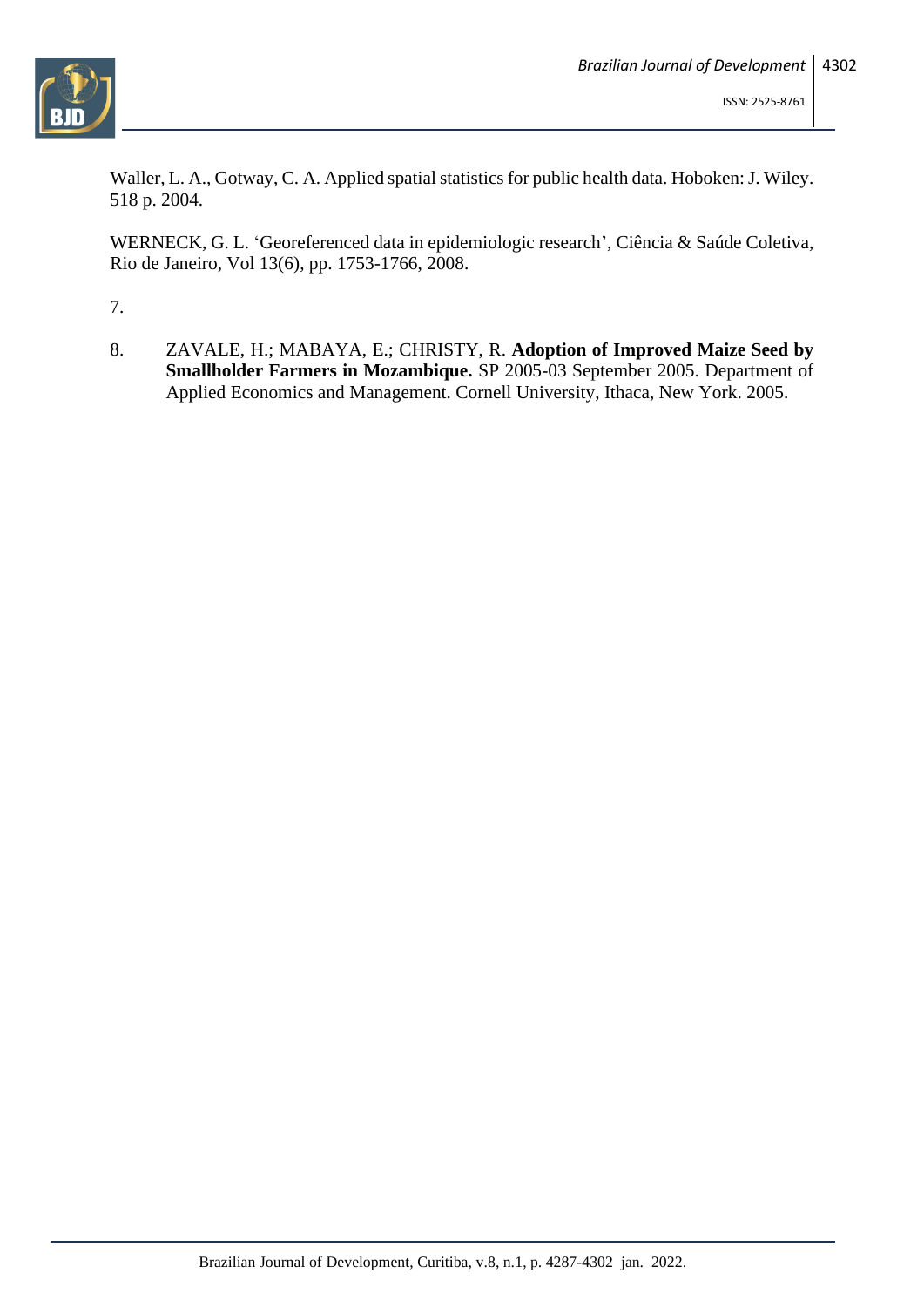Waller, L. A., Gotway, C. A. Applied spatial statistics for public health data. Hoboken: J. Wiley. 518 p. 2004.

WERNECK, G. L. 'Georeferenced data in epidemiologic research', Ciência & Saúde Coletiva, Rio de Janeiro, Vol 13(6), pp. 1753-1766, 2008.

7.

8. ZAVALE, H.; MABAYA, E.; CHRISTY, R. **Adoption of Improved Maize Seed by Smallholder Farmers in Mozambique.** SP 2005-03 September 2005. Department of Applied Economics and Management. Cornell University, Ithaca, New York. 2005.